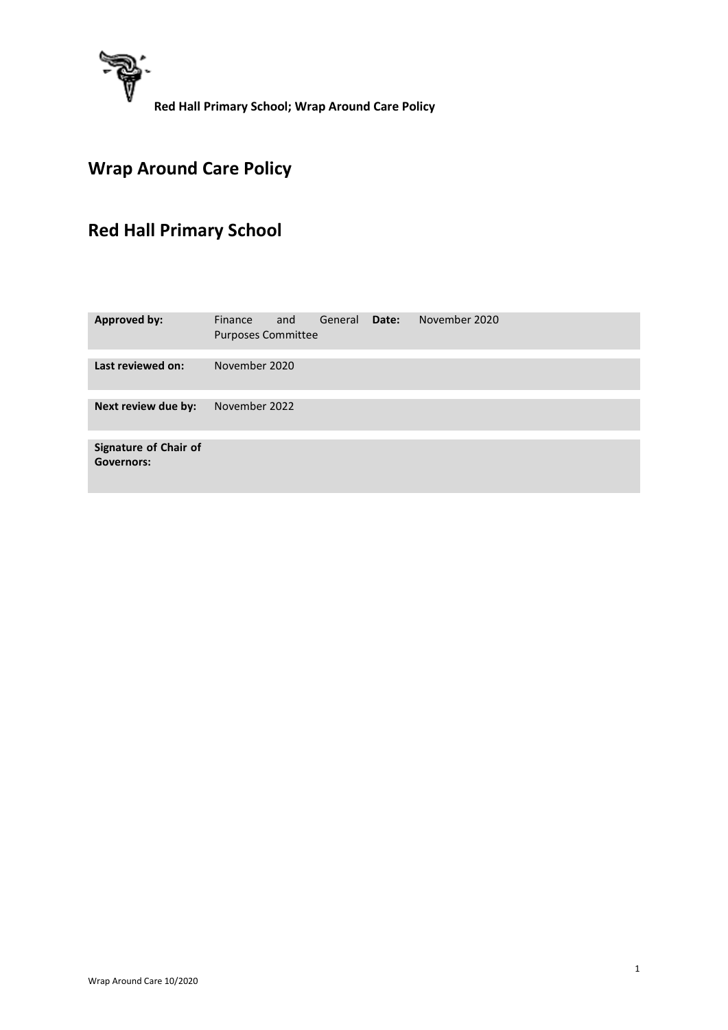**Red Hall Primary School; Wrap Around Care Policy**

# Wrap Around Care Policy

# Red Hall Primary School

| **Approved by:** | Finance and General Purposes Committee | **Date:** | November 2020 |
|---|---|---|---|
| **Last reviewed on:** | November 2020 | | |
| **Next review due by:** | November 2022 | | |
| **Signature of Chair of Governors:** | | | |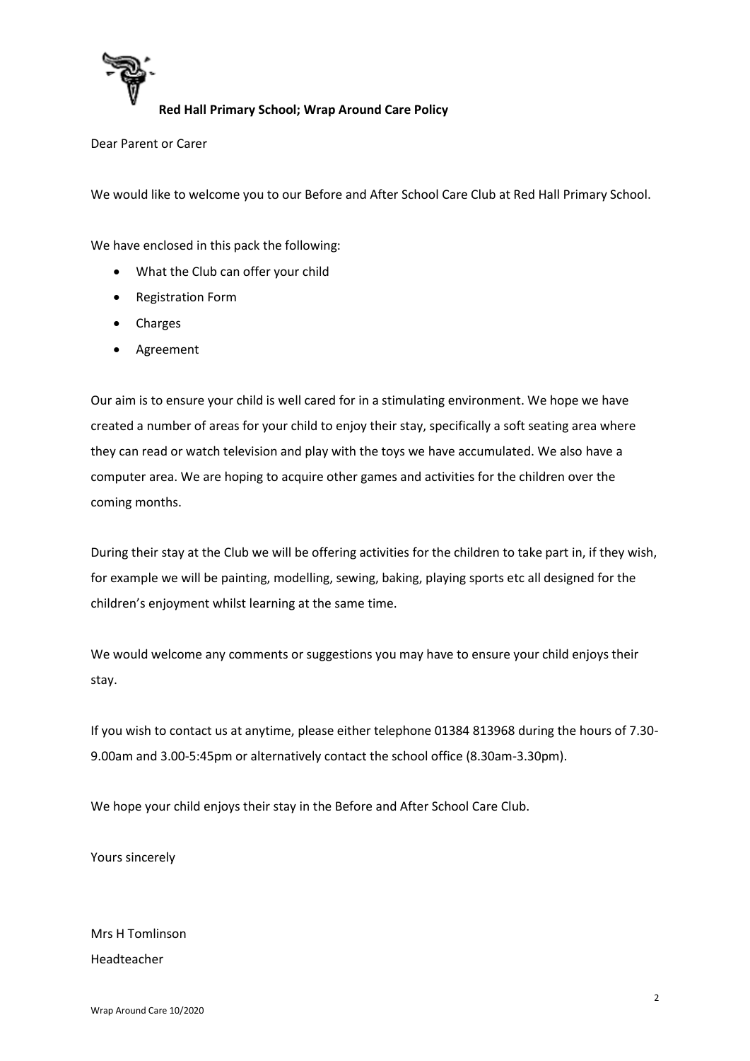**Red Hall Primary School; Wrap Around Care Policy**

Dear Parent or Carer

We would like to welcome you to our Before and After School Care Club at Red Hall Primary School.

We have enclosed in this pack the following:

- What the Club can offer your child
- Registration Form
- Charges
- Agreement

Our aim is to ensure your child is well cared for in a stimulating environment. We hope we have created a number of areas for your child to enjoy their stay, specifically a soft seating area where they can read or watch television and play with the toys we have accumulated. We also have a computer area. We are hoping to acquire other games and activities for the children over the coming months.

During their stay at the Club we will be offering activities for the children to take part in, if they wish, for example we will be painting, modelling, sewing, baking, playing sports etc all designed for the children's enjoyment whilst learning at the same time.

We would welcome any comments or suggestions you may have to ensure your child enjoys their stay.

If you wish to contact us at anytime, please either telephone 01384 813968 during the hours of 7.30-9.00am and 3.00-5:45pm or alternatively contact the school office (8.30am-3.30pm).

We hope your child enjoys their stay in the Before and After School Care Club.

Yours sincerely

Mrs H Tomlinson
Headteacher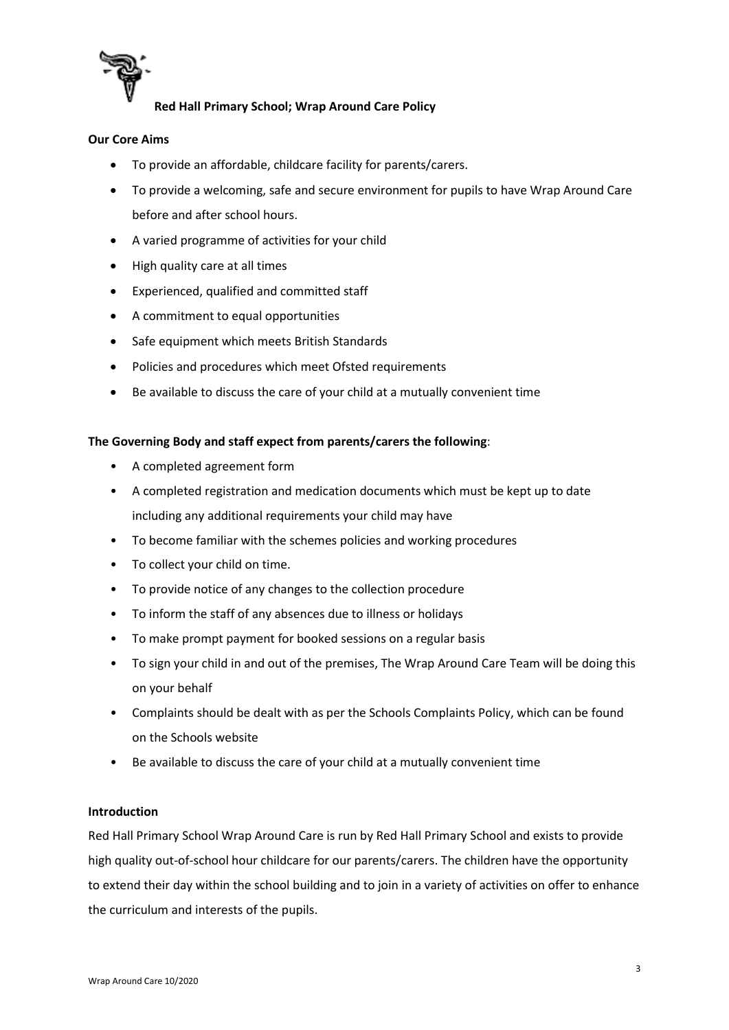**Red Hall Primary School; Wrap Around Care Policy**

**Our Core Aims**

- To provide an affordable, childcare facility for parents/carers.
- To provide a welcoming, safe and secure environment for pupils to have Wrap Around Care before and after school hours.
- A varied programme of activities for your child
- High quality care at all times
- Experienced, qualified and committed staff
- A commitment to equal opportunities
- Safe equipment which meets British Standards
- Policies and procedures which meet Ofsted requirements
- Be available to discuss the care of your child at a mutually convenient time

**The Governing Body and staff expect from parents/carers the following**:

- A completed agreement form
- A completed registration and medication documents which must be kept up to date including any additional requirements your child may have
- To become familiar with the schemes policies and working procedures
- To collect your child on time.
- To provide notice of any changes to the collection procedure
- To inform the staff of any absences due to illness or holidays
- To make prompt payment for booked sessions on a regular basis
- To sign your child in and out of the premises, The Wrap Around Care Team will be doing this on your behalf
- Complaints should be dealt with as per the Schools Complaints Policy, which can be found on the Schools website
- Be available to discuss the care of your child at a mutually convenient time

**Introduction**

Red Hall Primary School Wrap Around Care is run by Red Hall Primary School and exists to provide high quality out-of-school hour childcare for our parents/carers. The children have the opportunity to extend their day within the school building and to join in a variety of activities on offer to enhance the curriculum and interests of the pupils.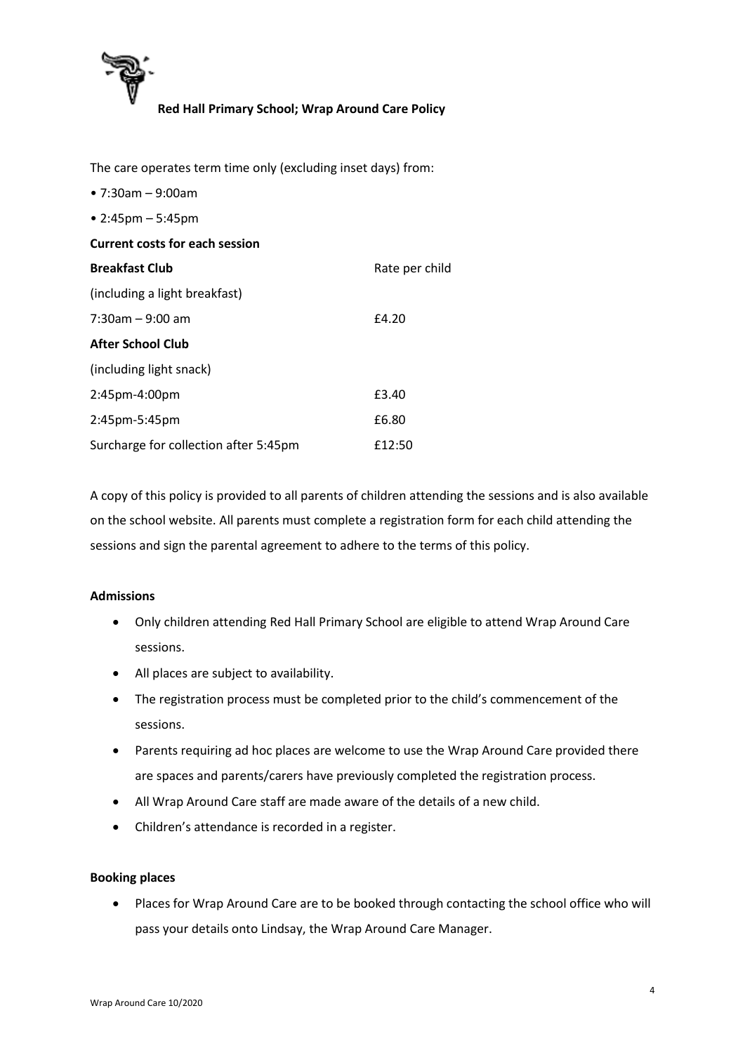**Red Hall Primary School; Wrap Around Care Policy**

The care operates term time only (excluding inset days) from:

• 7:30am – 9:00am

• 2:45pm – 5:45pm

**Current costs for each session**

| **Breakfast Club** | Rate per child |
|---|---|
| (including a light breakfast) | |
| 7:30am – 9:00 am | £4.20 |
| **After School Club** | |
| (including light snack) | |
| 2:45pm-4:00pm | £3.40 |
| 2:45pm-5:45pm | £6.80 |
| Surcharge for collection after 5:45pm | £12:50 |

A copy of this policy is provided to all parents of children attending the sessions and is also available on the school website. All parents must complete a registration form for each child attending the sessions and sign the parental agreement to adhere to the terms of this policy.

**Admissions**

- Only children attending Red Hall Primary School are eligible to attend Wrap Around Care sessions.
- All places are subject to availability.
- The registration process must be completed prior to the child's commencement of the sessions.
- Parents requiring ad hoc places are welcome to use the Wrap Around Care provided there are spaces and parents/carers have previously completed the registration process.
- All Wrap Around Care staff are made aware of the details of a new child.
- Children's attendance is recorded in a register.

**Booking places**

- Places for Wrap Around Care are to be booked through contacting the school office who will pass your details onto Lindsay, the Wrap Around Care Manager.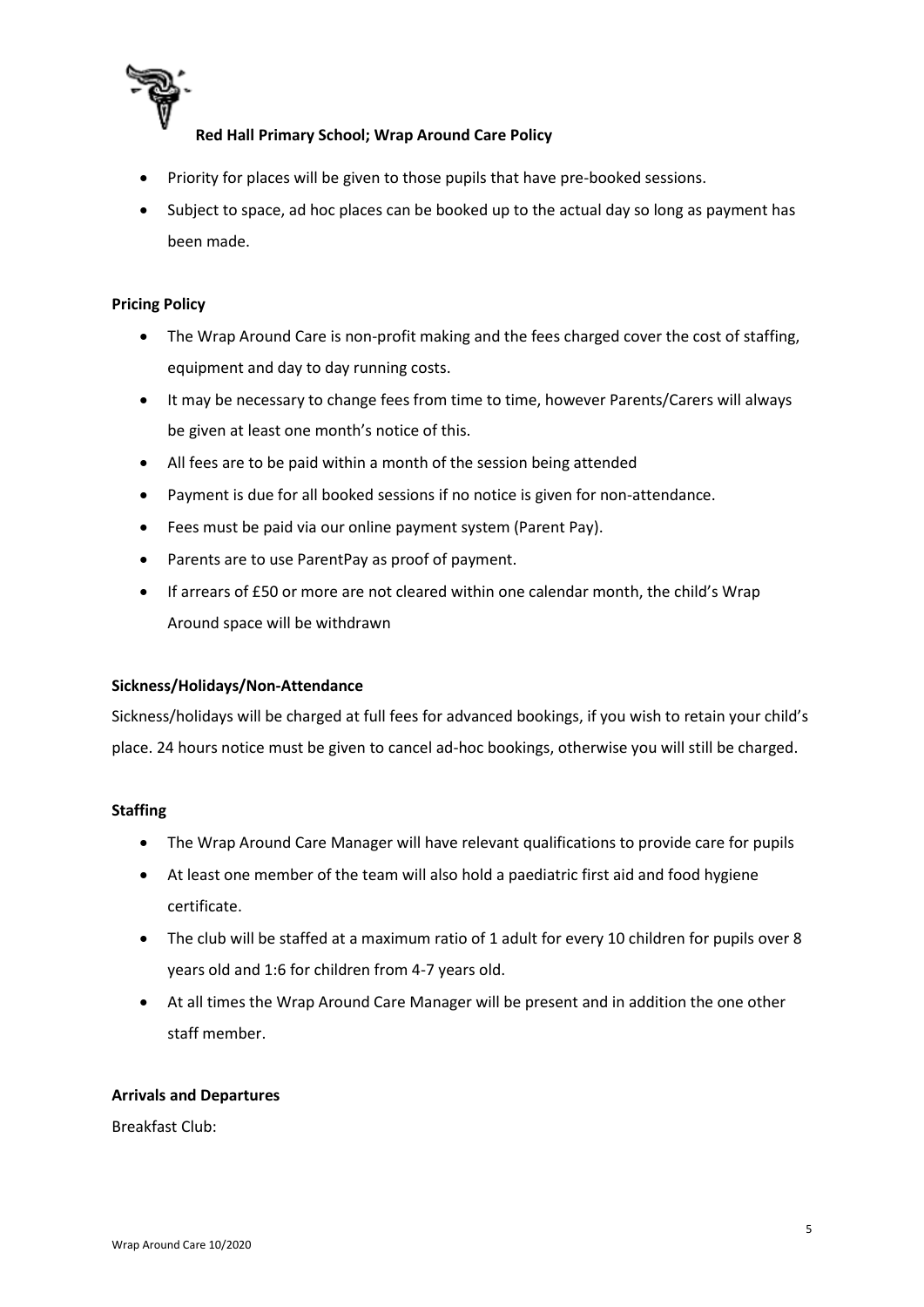- Priority for places will be given to those pupils that have pre-booked sessions.
- Subject to space, ad hoc places can be booked up to the actual day so long as payment has been made.

**Pricing Policy**

- The Wrap Around Care is non-profit making and the fees charged cover the cost of staffing, equipment and day to day running costs.
- It may be necessary to change fees from time to time, however Parents/Carers will always be given at least one month's notice of this.
- All fees are to be paid within a month of the session being attended
- Payment is due for all booked sessions if no notice is given for non-attendance.
- Fees must be paid via our online payment system (Parent Pay).
- Parents are to use ParentPay as proof of payment.
- If arrears of £50 or more are not cleared within one calendar month, the child's Wrap Around space will be withdrawn

**Sickness/Holidays/Non-Attendance**

Sickness/holidays will be charged at full fees for advanced bookings, if you wish to retain your child's place. 24 hours notice must be given to cancel ad-hoc bookings, otherwise you will still be charged.

**Staffing**

- The Wrap Around Care Manager will have relevant qualifications to provide care for pupils
- At least one member of the team will also hold a paediatric first aid and food hygiene certificate.
- The club will be staffed at a maximum ratio of 1 adult for every 10 children for pupils over 8 years old and 1:6 for children from 4-7 years old.
- At all times the Wrap Around Care Manager will be present and in addition the one other staff member.

**Arrivals and Departures**

Breakfast Club: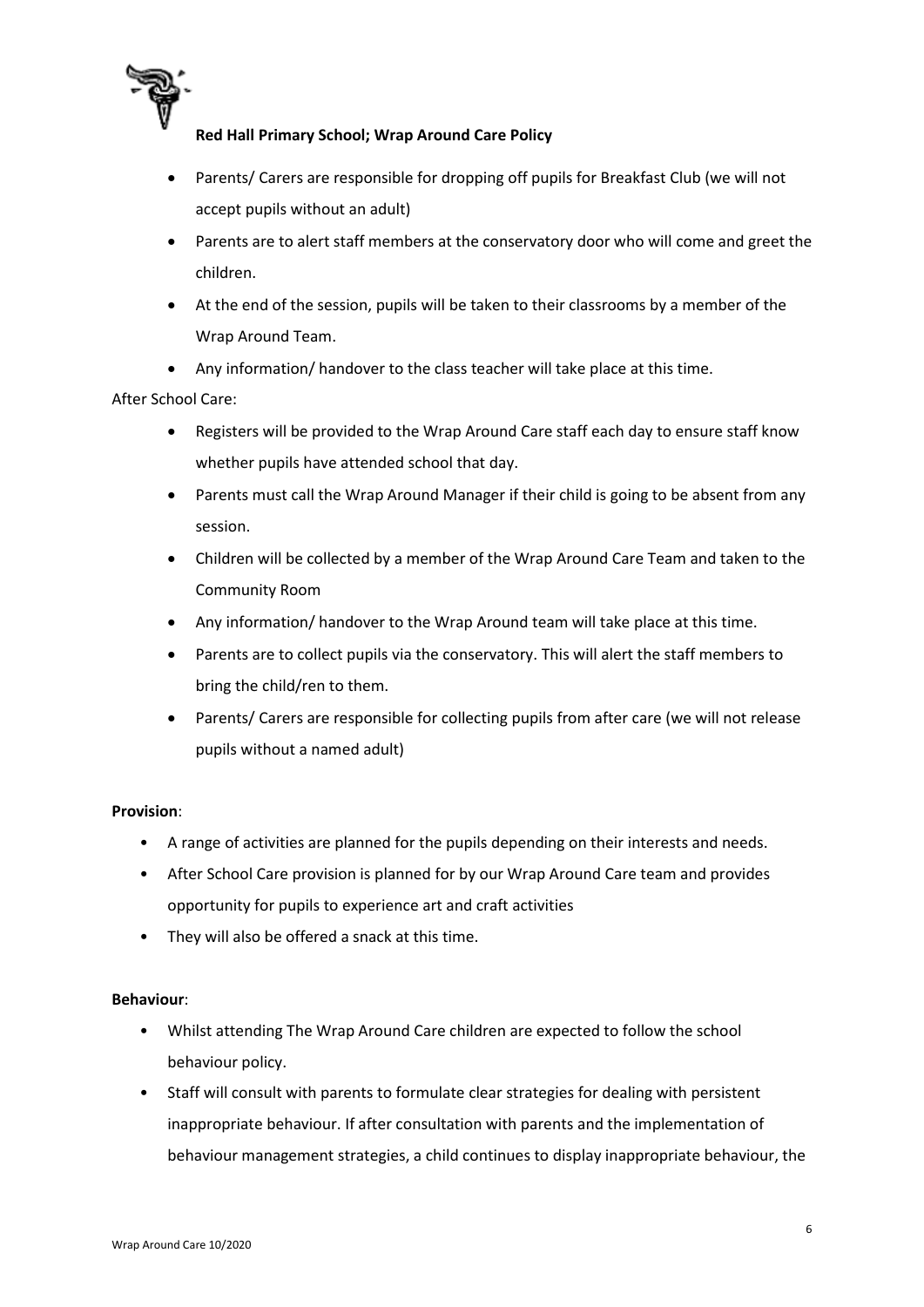- Parents/ Carers are responsible for dropping off pupils for Breakfast Club (we will not accept pupils without an adult)
- Parents are to alert staff members at the conservatory door who will come and greet the children.
- At the end of the session, pupils will be taken to their classrooms by a member of the Wrap Around Team.
- Any information/ handover to the class teacher will take place at this time.

After School Care:

- Registers will be provided to the Wrap Around Care staff each day to ensure staff know whether pupils have attended school that day.
- Parents must call the Wrap Around Manager if their child is going to be absent from any session.
- Children will be collected by a member of the Wrap Around Care Team and taken to the Community Room
- Any information/ handover to the Wrap Around team will take place at this time.
- Parents are to collect pupils via the conservatory. This will alert the staff members to bring the child/ren to them.
- Parents/ Carers are responsible for collecting pupils from after care (we will not release pupils without a named adult)

**Provision**:

- A range of activities are planned for the pupils depending on their interests and needs.
- After School Care provision is planned for by our Wrap Around Care team and provides opportunity for pupils to experience art and craft activities
- They will also be offered a snack at this time.

**Behaviour**:

- Whilst attending The Wrap Around Care children are expected to follow the school behaviour policy.
- Staff will consult with parents to formulate clear strategies for dealing with persistent inappropriate behaviour. If after consultation with parents and the implementation of behaviour management strategies, a child continues to display inappropriate behaviour, the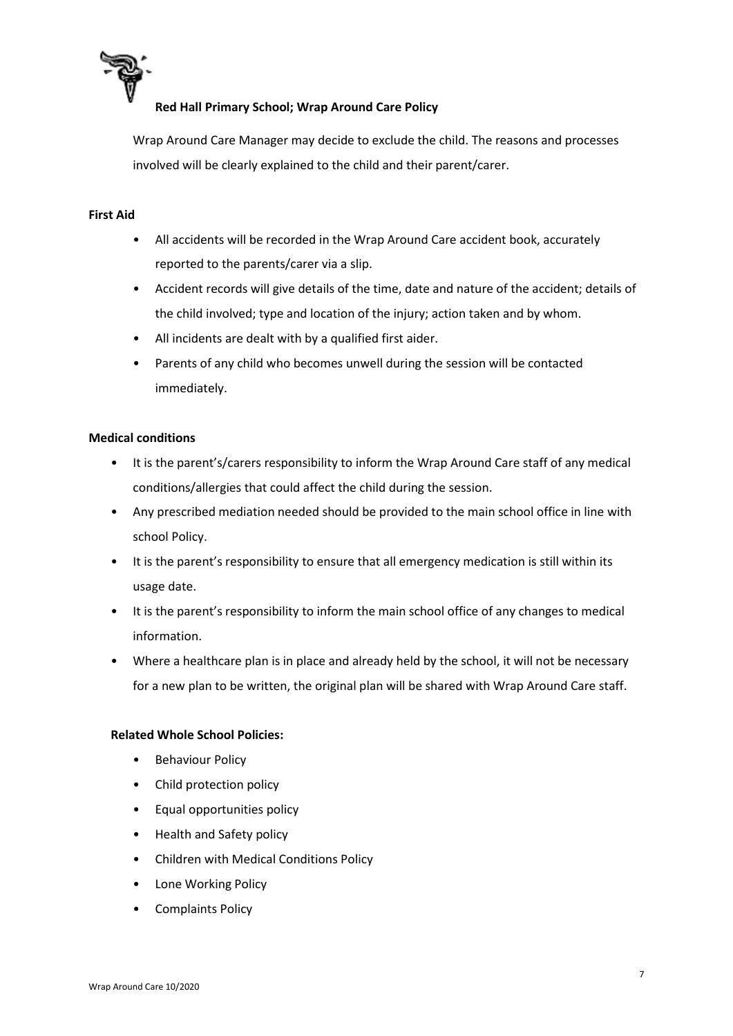Wrap Around Care Manager may decide to exclude the child. The reasons and processes involved will be clearly explained to the child and their parent/carer.

**First Aid**

- All accidents will be recorded in the Wrap Around Care accident book, accurately reported to the parents/carer via a slip.
- Accident records will give details of the time, date and nature of the accident; details of the child involved; type and location of the injury; action taken and by whom.
- All incidents are dealt with by a qualified first aider.
- Parents of any child who becomes unwell during the session will be contacted immediately.

**Medical conditions**

- It is the parent's/carers responsibility to inform the Wrap Around Care staff of any medical conditions/allergies that could affect the child during the session.
- Any prescribed mediation needed should be provided to the main school office in line with school Policy.
- It is the parent's responsibility to ensure that all emergency medication is still within its usage date.
- It is the parent's responsibility to inform the main school office of any changes to medical information.
- Where a healthcare plan is in place and already held by the school, it will not be necessary for a new plan to be written, the original plan will be shared with Wrap Around Care staff.

**Related Whole School Policies:**

- Behaviour Policy
- Child protection policy
- Equal opportunities policy
- Health and Safety policy
- Children with Medical Conditions Policy
- Lone Working Policy
- Complaints Policy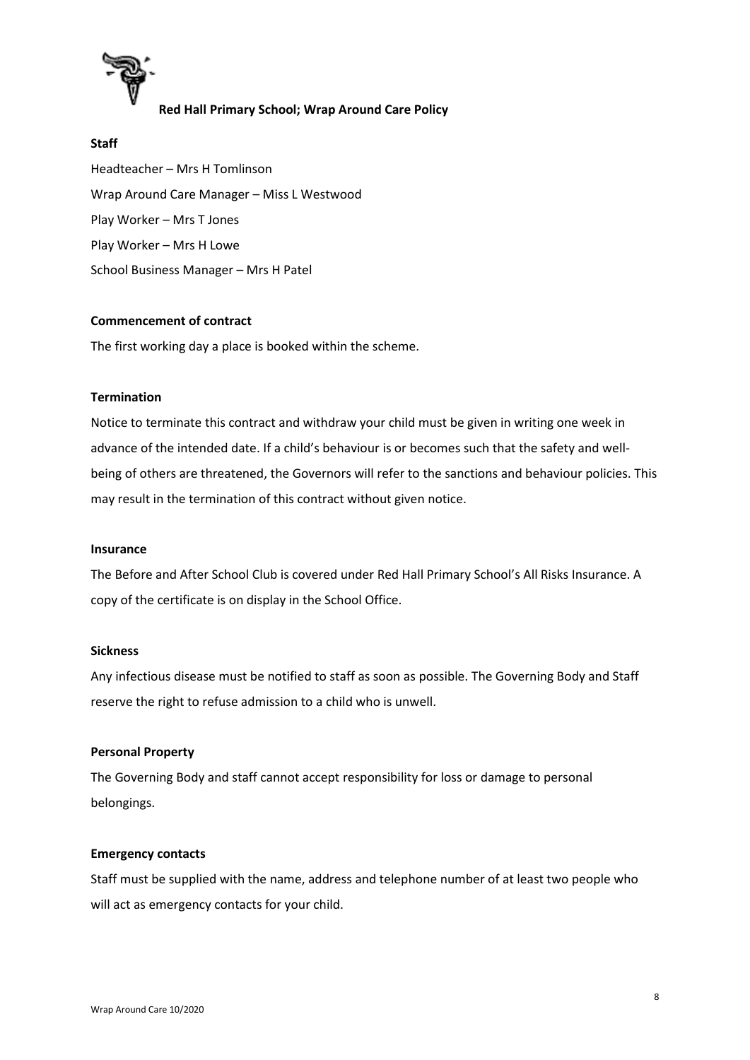**Red Hall Primary School; Wrap Around Care Policy**

**Staff**

Headteacher – Mrs H Tomlinson

Wrap Around Care Manager – Miss L Westwood

Play Worker – Mrs T Jones

Play Worker – Mrs H Lowe

School Business Manager – Mrs H Patel

**Commencement of contract**

The first working day a place is booked within the scheme.

**Termination**

Notice to terminate this contract and withdraw your child must be given in writing one week in advance of the intended date. If a child's behaviour is or becomes such that the safety and well-being of others are threatened, the Governors will refer to the sanctions and behaviour policies. This may result in the termination of this contract without given notice.

**Insurance**

The Before and After School Club is covered under Red Hall Primary School's All Risks Insurance. A copy of the certificate is on display in the School Office.

**Sickness**

Any infectious disease must be notified to staff as soon as possible. The Governing Body and Staff reserve the right to refuse admission to a child who is unwell.

**Personal Property**

The Governing Body and staff cannot accept responsibility for loss or damage to personal belongings.

**Emergency contacts**

Staff must be supplied with the name, address and telephone number of at least two people who will act as emergency contacts for your child.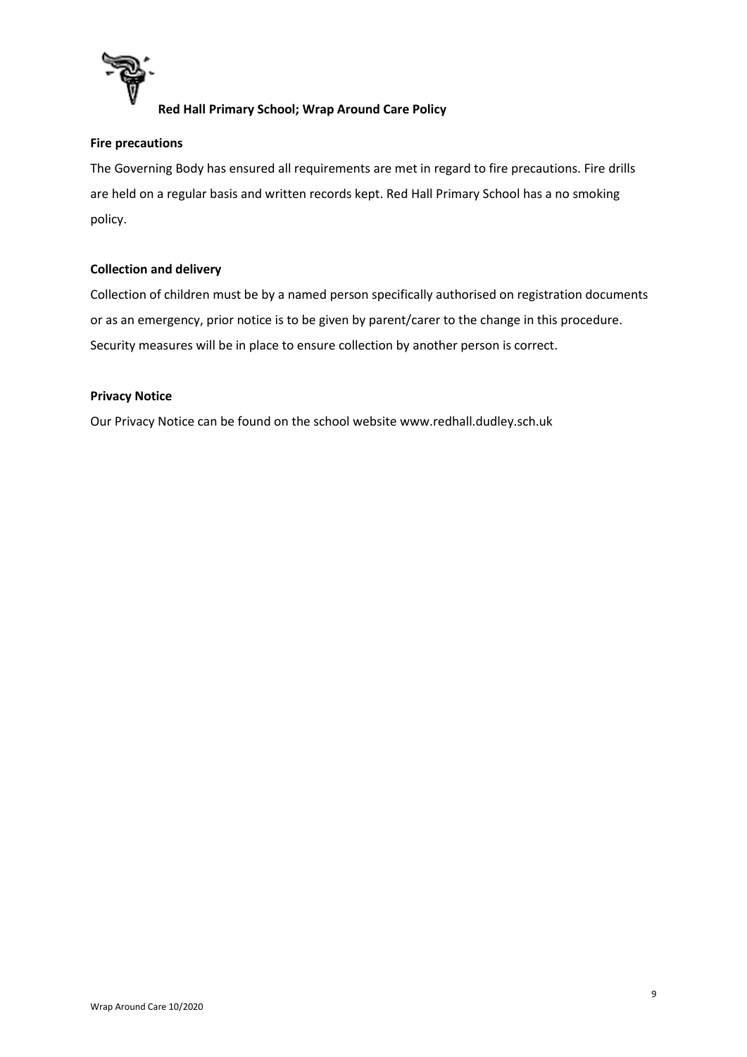### Fire precautions

The Governing Body has ensured all requirements are met in regard to fire precautions. Fire drills are held on a regular basis and written records kept. Red Hall Primary School has a no smoking policy.

### Collection and delivery

Collection of children must be by a named person specifically authorised on registration documents or as an emergency, prior notice is to be given by parent/carer to the change in this procedure. Security measures will be in place to ensure collection by another person is correct.

### Privacy Notice

Our Privacy Notice can be found on the school website www.redhall.dudley.sch.uk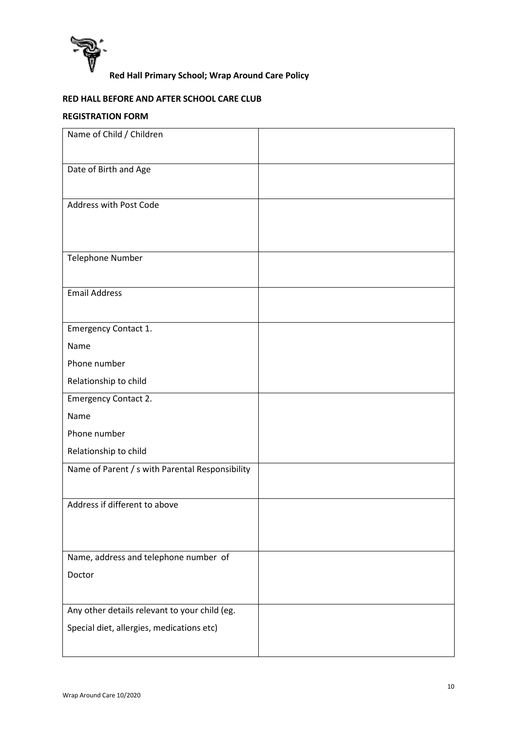**Red Hall Primary School; Wrap Around Care Policy**

**RED HALL BEFORE AND AFTER SCHOOL CARE CLUB**

**REGISTRATION FORM**

| | |
|---|---|
| Name of Child / Children | |
| Date of Birth and Age | |
| Address with Post Code | |
| Telephone Number | |
| Email Address | |
| Emergency Contact 1.<br>Name<br>Phone number<br>Relationship to child | |
| Emergency Contact 2.<br>Name<br>Phone number<br>Relationship to child | |
| Name of Parent / s with Parental Responsibility | |
| Address if different to above | |
| Name, address and telephone number of Doctor | |
| Any other details relevant to your child (eg. Special diet, allergies, medications etc) | |

Wrap Around Care 10/2020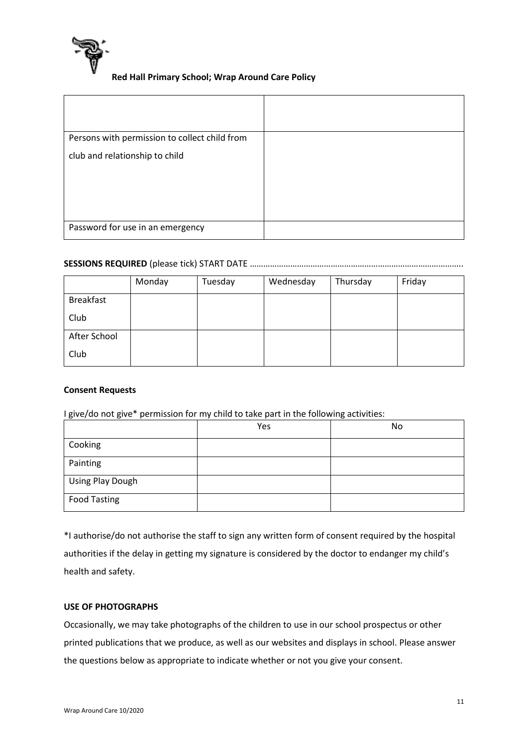| | |
|---|---|
| | |
| Persons with permission to collect child from club and relationship to child | |
| Password for use in an emergency | |

**SESSIONS REQUIRED** (please tick) START DATE ………………………………………………………………………………..

| | Monday | Tuesday | Wednesday | Thursday | Friday |
|---|---|---|---|---|---|
| Breakfast Club | | | | | |
| After School Club | | | | | |

**Consent Requests**

I give/do not give* permission for my child to take part in the following activities:

| | Yes | No |
|---|---|---|
| Cooking | | |
| Painting | | |
| Using Play Dough | | |
| Food Tasting | | |

*I authorise/do not authorise the staff to sign any written form of consent required by the hospital authorities if the delay in getting my signature is considered by the doctor to endanger my child's health and safety.

**USE OF PHOTOGRAPHS**

Occasionally, we may take photographs of the children to use in our school prospectus or other printed publications that we produce, as well as our websites and displays in school. Please answer the questions below as appropriate to indicate whether or not you give your consent.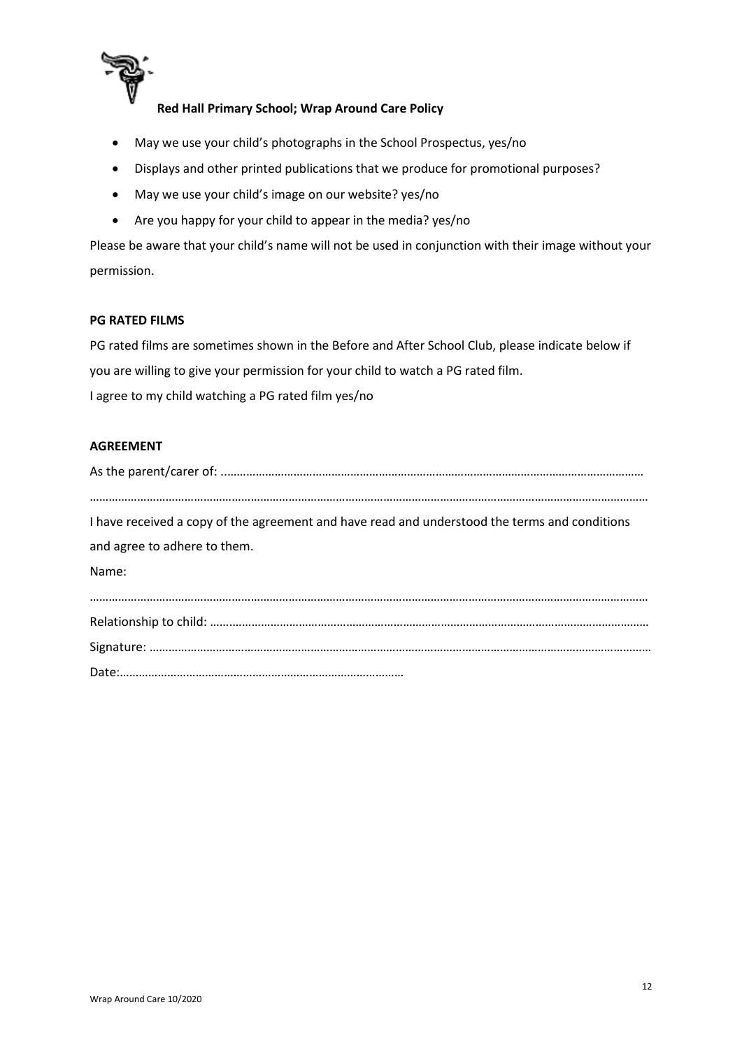- May we use your child's photographs in the School Prospectus, yes/no
- Displays and other printed publications that we produce for promotional purposes?
- May we use your child's image on our website? yes/no
- Are you happy for your child to appear in the media? yes/no

Please be aware that your child's name will not be used in conjunction with their image without your permission.

**PG RATED FILMS**

PG rated films are sometimes shown in the Before and After School Club, please indicate below if you are willing to give your permission for your child to watch a PG rated film.

I agree to my child watching a PG rated film yes/no

**AGREEMENT**

As the parent/carer of: ....................................................................................................................................

....................................................................................................................................................................

I have received a copy of the agreement and have read and understood the terms and conditions and agree to adhere to them.

Name:

....................................................................................................................................................................

Relationship to child: ......................................................................................................................................

Signature: .......................................................................................................................................................

Date:.........................................................................................